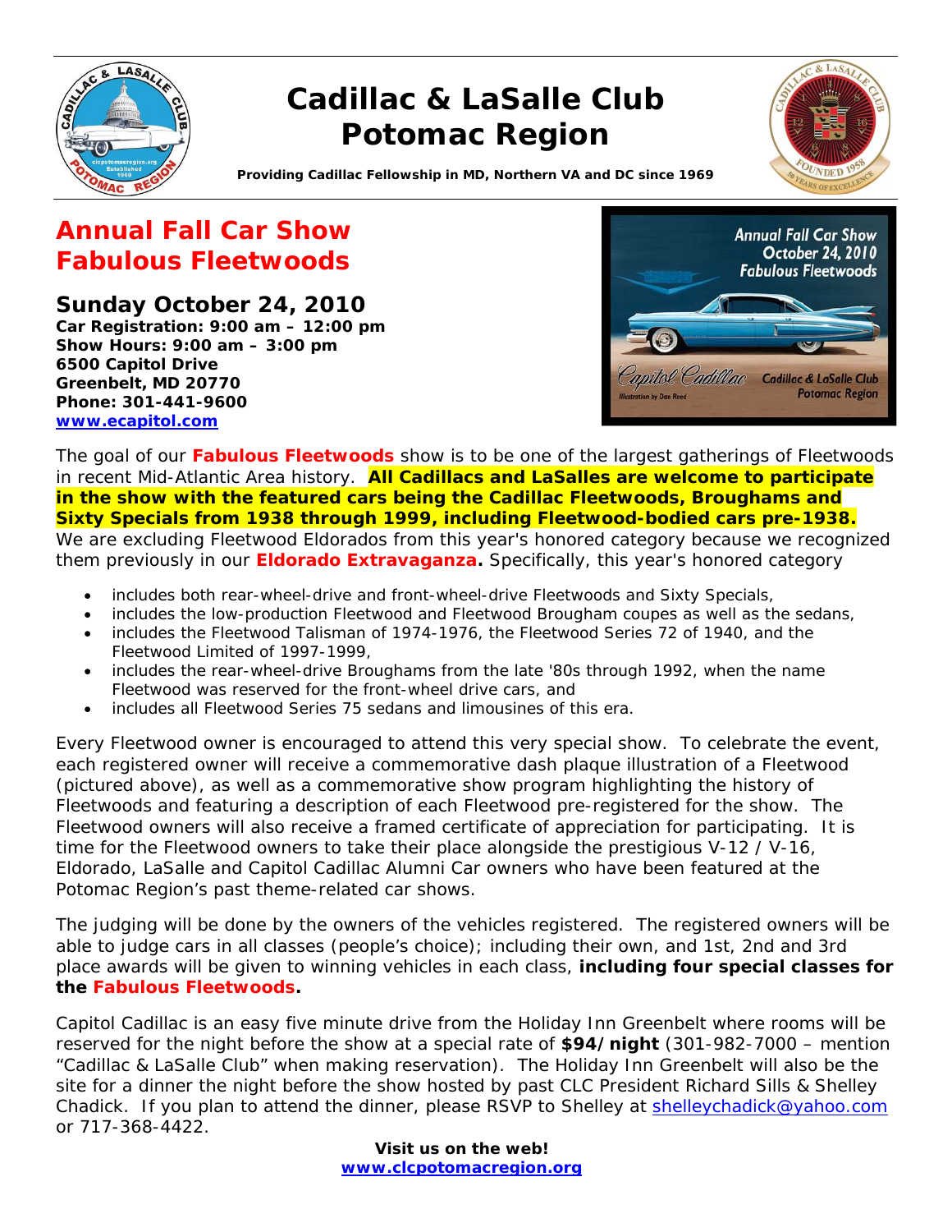# Cadillac & LaSalle Club Potomac Region

**Providing Cadillac Fellowship in MD, Northern VA and DC since 1969**

## Annual Fall Car Show Fabulous Fleetwoods

### Sunday October 24, 2010

**Car Registration: 9:00 am – 12:00 pm**
**Show Hours: 9:00 am – 3:00 pm**
**6500 Capitol Drive**
**Greenbelt, MD 20770**
**Phone: 301-441-9600**
**www.ecapitol.com**

The goal of our **Fabulous Fleetwoods** show is to be one of the largest gatherings of Fleetwoods in recent Mid-Atlantic Area history. **All Cadillacs and LaSalles are welcome to participate in the show with the featured cars being the Cadillac Fleetwoods, Broughams and Sixty Specials from 1938 through 1999, including Fleetwood-bodied cars pre-1938.** We are excluding Fleetwood Eldorados from this year's honored category because we recognized them previously in our **Eldorado Extravaganza.** Specifically, this year's honored category

- includes both rear-wheel-drive and front-wheel-drive Fleetwoods and Sixty Specials,
- includes the low-production Fleetwood and Fleetwood Brougham coupes as well as the sedans,
- includes the Fleetwood Talisman of 1974-1976, the Fleetwood Series 72 of 1940, and the Fleetwood Limited of 1997-1999,
- includes the rear-wheel-drive Broughams from the late '80s through 1992, when the name Fleetwood was reserved for the front-wheel drive cars, and
- includes all Fleetwood Series 75 sedans and limousines of this era.

Every Fleetwood owner is encouraged to attend this very special show. To celebrate the event, each registered owner will receive a commemorative dash plaque illustration of a Fleetwood (pictured above), as well as a commemorative show program highlighting the history of Fleetwoods and featuring a description of each Fleetwood pre-registered for the show. The Fleetwood owners will also receive a framed certificate of appreciation for participating. It is time for the Fleetwood owners to take their place alongside the prestigious V-12 / V-16, Eldorado, LaSalle and Capitol Cadillac Alumni Car owners who have been featured at the Potomac Region's past theme-related car shows.

The judging will be done by the owners of the vehicles registered. The registered owners will be able to judge cars in all classes (people's choice); including their own, and 1st, 2nd and 3rd place awards will be given to winning vehicles in each class, **including four special classes for the Fabulous Fleetwoods.**

Capitol Cadillac is an easy five minute drive from the Holiday Inn Greenbelt where rooms will be reserved for the night before the show at a special rate of **$94/night** (301-982-7000 – mention "Cadillac & LaSalle Club" when making reservation). The Holiday Inn Greenbelt will also be the site for a dinner the night before the show hosted by past CLC President Richard Sills & Shelley Chadick. If you plan to attend the dinner, please RSVP to Shelley at shelleychadick@yahoo.com or 717-368-4422.

**Visit us on the web!**
**www.clcpotomacregion.org**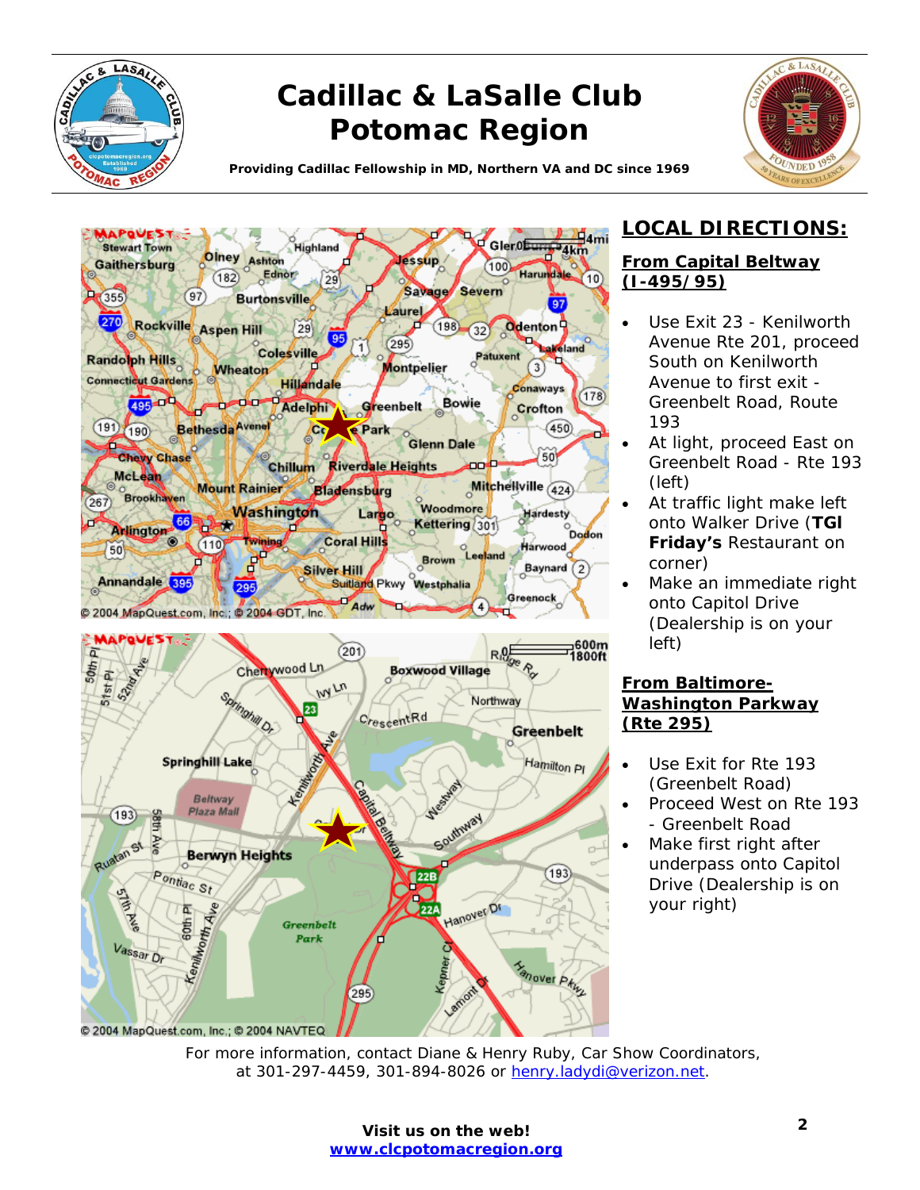# Cadillac & LaSalle Club Potomac Region

**Providing Cadillac Fellowship in MD, Northern VA and DC since 1969**

## LOCAL DIRECTIONS:

### From Capital Beltway (I-495/95)

- Use Exit 23 - Kenilworth Avenue Rte 201, proceed South on Kenilworth Avenue to first exit - Greenbelt Road, Route 193
- At light, proceed East on Greenbelt Road - Rte 193 (left)
- At traffic light make left onto Walker Drive (**TGI Friday's** Restaurant on corner)
- Make an immediate right onto Capitol Drive (Dealership is on your left)

### From Baltimore-Washington Parkway (Rte 295)

- Use Exit for Rte 193 (Greenbelt Road)
- Proceed West on Rte 193 - Greenbelt Road
- Make first right after underpass onto Capitol Drive (Dealership is on your right)

For more information, contact Diane & Henry Ruby, Car Show Coordinators, at 301-297-4459, 301-894-8026 or henry.ladydi@verizon.net.

**Visit us on the web!**
**www.clcpotomacregion.org**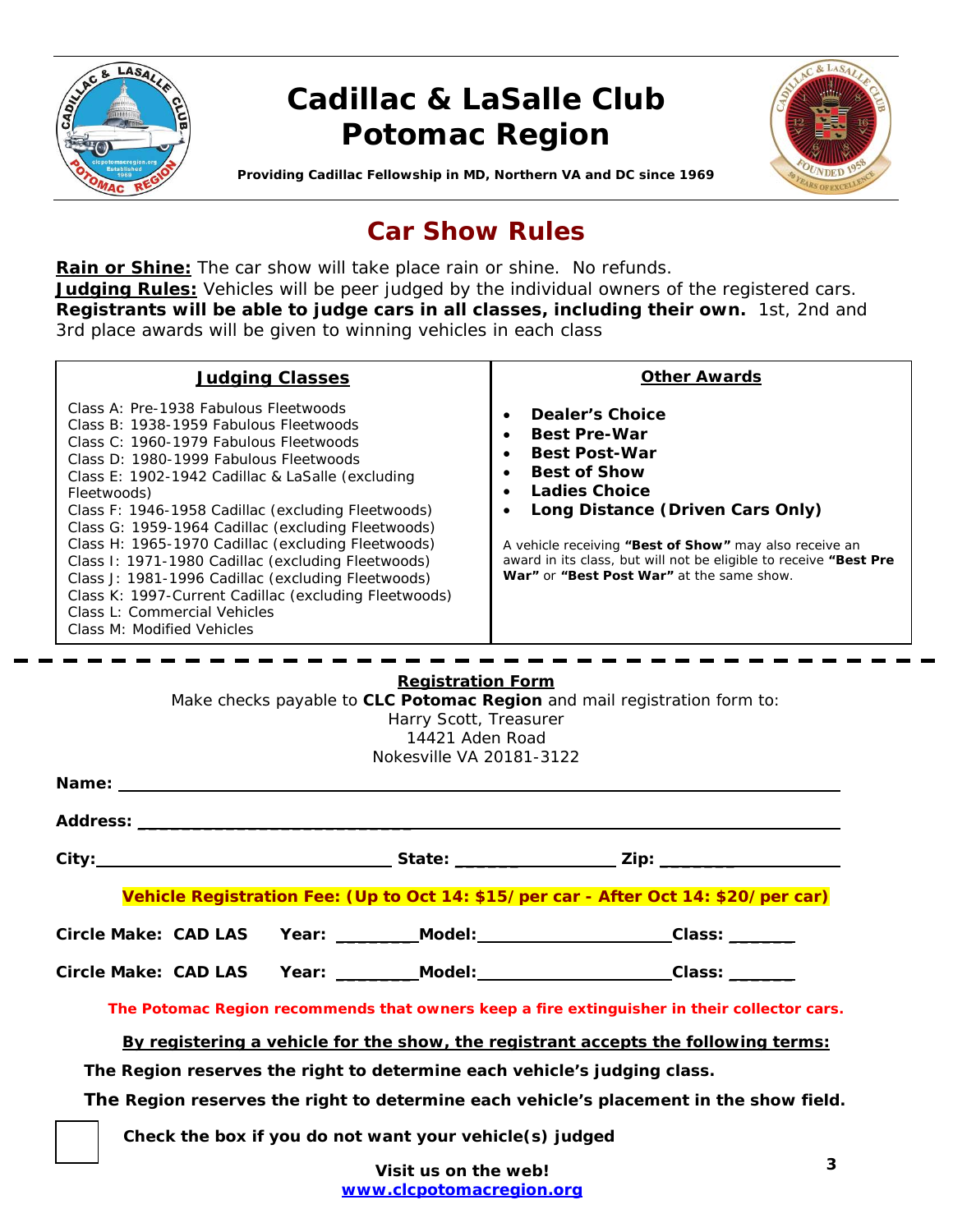# Cadillac & LaSalle Club Potomac Region

**Providing Cadillac Fellowship in MD, Northern VA and DC since 1969**

## Car Show Rules

**Rain or Shine:** The car show will take place rain or shine. No refunds.
**Judging Rules:** Vehicles will be peer judged by the individual owners of the registered cars. **Registrants will be able to judge cars in all classes, including their own.** 1st, 2nd and 3rd place awards will be given to winning vehicles in each class

### Judging Classes

Class A: Pre-1938 Fabulous Fleetwoods
Class B: 1938-1959 Fabulous Fleetwoods
Class C: 1960-1979 Fabulous Fleetwoods
Class D: 1980-1999 Fabulous Fleetwoods
Class E: 1902-1942 Cadillac & LaSalle (excluding Fleetwoods)
Class F: 1946-1958 Cadillac (excluding Fleetwoods)
Class G: 1959-1964 Cadillac (excluding Fleetwoods)
Class H: 1965-1970 Cadillac (excluding Fleetwoods)
Class I: 1971-1980 Cadillac (excluding Fleetwoods)
Class J: 1981-1996 Cadillac (excluding Fleetwoods)
Class K: 1997-Current Cadillac (excluding Fleetwoods)
Class L: Commercial Vehicles
Class M: Modified Vehicles

### Other Awards

- **Dealer's Choice**
- **Best Pre-War**
- **Best Post-War**
- **Best of Show**
- **Ladies Choice**
- **Long Distance (Driven Cars Only)**

A vehicle receiving **"Best of Show"** may also receive an award in its class, but will not be eligible to receive **"Best Pre War"** or **"Best Post War"** at the same show.

---

### Registration Form

Make checks payable to **CLC Potomac Region** and mail registration form to:
Harry Scott, Treasurer
14421 Aden Road
Nokesville VA 20181-3122

**Name:** ______________________________________________

**Address:** ______________________________________________

**City:** ____________________ **State:** __________ **Zip:** __________

**Vehicle Registration Fee: (Up to Oct 14: $15/per car - After Oct 14: $20/per car)**

**Circle Make: CAD LAS Year:** ________ **Model:** ____________________ **Class:** ______

**Circle Make: CAD LAS Year:** ________ **Model:** ____________________ **Class:** ______

**The Potomac Region recommends that owners keep a fire extinguisher in their collector cars.**

**By registering a vehicle for the show, the registrant accepts the following terms:**

**The Region reserves the right to determine each vehicle's judging class.**

**The Region reserves the right to determine each vehicle's placement in the show field.**

☐ **Check the box if you do not want your vehicle(s) judged**

**Visit us on the web!**
**www.clcpotomacregion.org**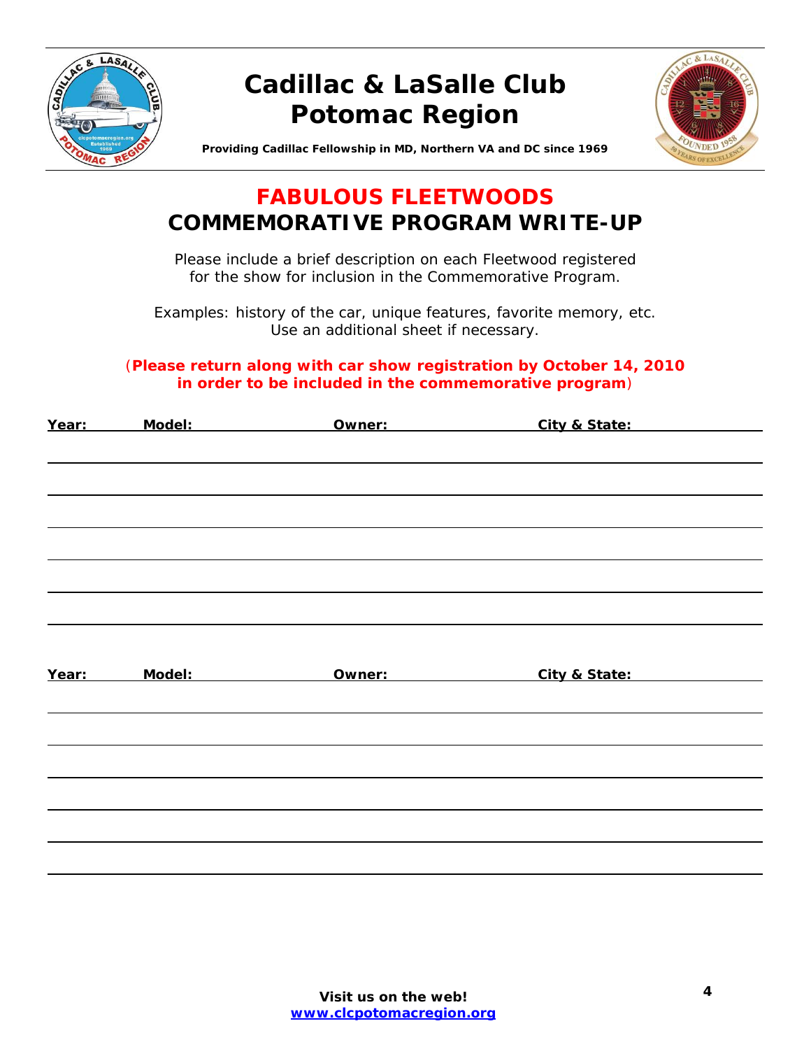# Cadillac & LaSalle Club
# Potomac Region

**Providing Cadillac Fellowship in MD, Northern VA and DC since 1969**

## FABULOUS FLEETWOODS
## COMMEMORATIVE PROGRAM WRITE-UP

Please include a brief description on each Fleetwood registered for the show for inclusion in the Commemorative Program.

Examples: history of the car, unique features, favorite memory, etc. Use an additional sheet if necessary.

(**Please return along with car show registration by October 14, 2010 in order to be included in the commemorative program**)

**Year:** ______ **Model:** ______________ **Owner:** ______________ **City & State:** ______________

______________________________________________________________________

______________________________________________________________________

______________________________________________________________________

______________________________________________________________________

______________________________________________________________________

______________________________________________________________________

**Year:** ______ **Model:** ______________ **Owner:** ______________ **City & State:** ______________

______________________________________________________________________

______________________________________________________________________

______________________________________________________________________

______________________________________________________________________

______________________________________________________________________

______________________________________________________________________

**Visit us on the web!**
www.clcpotomacregion.org